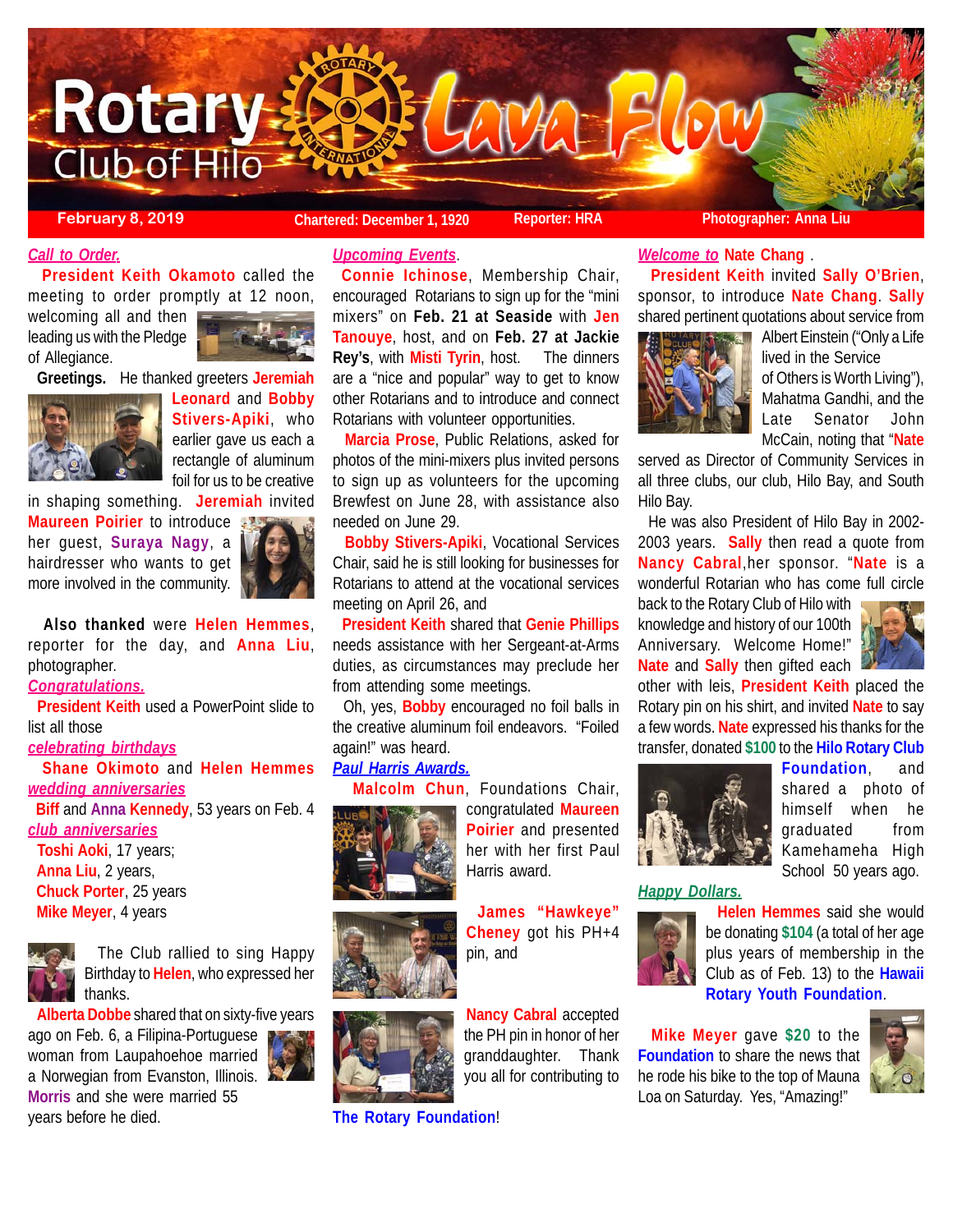# Rotary Club of Hilo — Lava Flow

**February 8, 2019** | **Chartered: December 1, 1920** | **Reporter: HRA** | **Photographer: Anna Liu**

***Call to Order.***

**President Keith Okamoto** called the meeting to order promptly at 12 noon, welcoming all and then leading us with the Pledge of Allegiance.

**Greetings.** He thanked greeters **Jeremiah Leonard** and **Bobby Stivers-Apiki**, who earlier gave us each a rectangle of aluminum foil for us to be creative in shaping something. **Jeremiah** invited **Maureen Poirier** to introduce her guest, **Suraya Nagy**, a hairdresser who wants to get more involved in the community.

**Also thanked** were **Helen Hemmes**, reporter for the day, and **Anna Liu**, photographer.

***Congratulations.***

**President Keith** used a PowerPoint slide to list all those

***celebrating birthdays***

**Shane Okimoto** and **Helen Hemmes**

***wedding anniversaries***

**Biff** and **Anna Kennedy**, 53 years on Feb. 4

***club anniversaries***

**Toshi Aoki**, 17 years;
**Anna Liu**, 2 years,
**Chuck Porter**, 25 years
**Mike Meyer**, 4 years

The Club rallied to sing Happy Birthday to **Helen**, who expressed her thanks.

**Alberta Dobbe** shared that on sixty-five years ago on Feb. 6, a Filipina-Portuguese woman from Laupahoehoe married a Norwegian from Evanston, Illinois. **Morris** and she were married 55 years before he died.

***Upcoming Events***.

**Connie Ichinose**, Membership Chair, encouraged Rotarians to sign up for the "mini mixers" on **Feb. 21 at Seaside** with **Jen Tanouye**, host, and on **Feb. 27 at Jackie Rey's**, with **Misti Tyrin**, host. The dinners are a "nice and popular" way to get to know other Rotarians and to introduce and connect Rotarians with volunteer opportunities.

**Marcia Prose**, Public Relations, asked for photos of the mini-mixers plus invited persons to sign up as volunteers for the upcoming Brewfest on June 28, with assistance also needed on June 29.

**Bobby Stivers-Apiki**, Vocational Services Chair, said he is still looking for businesses for Rotarians to attend at the vocational services meeting on April 26, and

**President Keith** shared that **Genie Phillips** needs assistance with her Sergeant-at-Arms duties, as circumstances may preclude her from attending some meetings.

Oh, yes, **Bobby** encouraged no foil balls in the creative aluminum foil endeavors. "Foiled again!" was heard.

***Paul Harris Awards.***

**Malcolm Chun**, Foundations Chair, congratulated **Maureen Poirier** and presented her with her first Paul Harris award.

**James "Hawkeye" Cheney** got his PH+4 pin, and

**Nancy Cabral** accepted the PH pin in honor of her granddaughter. Thank you all for contributing to **The Rotary Foundation**!

***Welcome to*** **Nate Chang** .

**President Keith** invited **Sally O'Brien**, sponsor, to introduce **Nate Chang**. **Sally** shared pertinent quotations about service from Albert Einstein ("Only a Life lived in the Service of Others is Worth Living"), Mahatma Gandhi, and the Late Senator John McCain, noting that "**Nate** served as Director of Community Services in all three clubs, our club, Hilo Bay, and South Hilo Bay.

He was also President of Hilo Bay in 2002-2003 years. **Sally** then read a quote from **Nancy Cabral**,her sponsor. "**Nate** is a wonderful Rotarian who has come full circle back to the Rotary Club of Hilo with knowledge and history of our 100th Anniversary. Welcome Home!" **Nate** and **Sally** then gifted each other with leis, **President Keith** placed the Rotary pin on his shirt, and invited **Nate** to say a few words. **Nate** expressed his thanks for the transfer, donated **$100** to the **Hilo Rotary Club Foundation**, and shared a photo of himself when he graduated from Kamehameha High School 50 years ago.

***Happy Dollars.***

**Helen Hemmes** said she would be donating **$104** (a total of her age plus years of membership in the Club as of Feb. 13) to the **Hawaii Rotary Youth Foundation**.

**Mike Meyer** gave **$20** to the **Foundation** to share the news that he rode his bike to the top of Mauna Loa on Saturday. Yes, "Amazing!"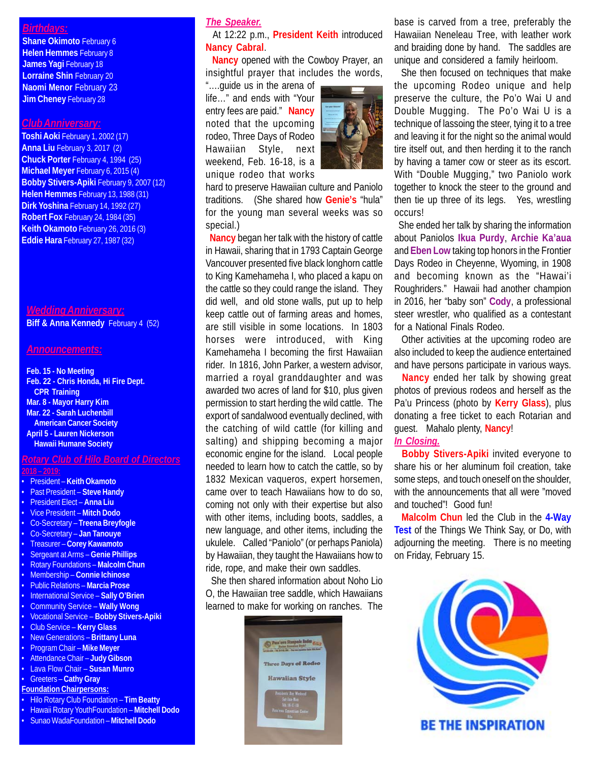## *Birthdays:*

**Shane Okimoto** February 6
**Helen Hemmes** February 8
**James Yagi** February 18
**Lorraine Shin** February 20
**Naomi Menor** February 23
**Jim Cheney** February 28

## *Club Anniversary:*

**Toshi Aoki** February 1, 2002 (17)
**Anna Liu** February 3, 2017 (2)
**Chuck Porter** February 4, 1994 (25)
**Michael Meyer** February 6, 2015 (4)
**Bobby Stivers-Apiki** February 9, 2007 (12)
**Helen Hemmes** February 13, 1988 (31)
**Dirk Yoshina** February 14, 1992 (27)
**Robert Fox** February 24, 1984 (35)
**Keith Okamoto** February 26, 2016 (3)
**Eddie Hara** February 27, 1987 (32)

## *Wedding Anniversary:*

**Biff & Anna Kennedy** February 4 (52)

## *Announcements:*

**Feb. 15 - No Meeting**
**Feb. 22 - Chris Honda, Hi Fire Dept. CPR Training**
**Mar. 8 - Mayor Harry Kim**
**Mar. 22 - Sarah Luchenbill American Cancer Society**
**April 5 - Lauren Nickerson Hawaii Humane Society**

## *Rotary Club of Hilo Board of Directors 2018 – 2019:*

- President – **Keith Okamoto**
- Past President – **Steve Handy**
- President Elect – **Anna Liu**
- Vice President – **Mitch Dodo**
- Co-Secretary – **Treena Breyfogle**
- Co-Secretary – **Jan Tanouye**
- Treasurer – **Corey Kawamoto**
- Sergeant at Arms – **Genie Phillips**
- Rotary Foundations – **Malcolm Chun**
- Membership – **Connie Ichinose**
- Public Relations – **Marcia Prose**
- International Service – **Sally O'Brien**
- Community Service – **Wally Wong**
- Vocational Service – **Bobby Stivers-Apiki**
- Club Service – **Kerry Glass**
- New Generations – **Brittany Luna**
- Program Chair – **Mike Meyer**
- Attendance Chair – **Judy Gibson**
- Lava Flow Chair – **Susan Munro**
- Greeters – **Cathy Gray**

**Foundation Chairpersons:**

- Hilo Rotary Club Foundation – **Tim Beatty**
- Hawaii Rotary YouthFoundation – **Mitchell Dodo**
- Sunao WadaFoundation – **Mitchell Dodo**

## *The Speaker.*

At 12:22 p.m., **President Keith** introduced **Nancy Cabral**.

**Nancy** opened with the Cowboy Prayer, an insightful prayer that includes the words, "….guide us in the arena of life…" and ends with "Your entry fees are paid." **Nancy** noted that the upcoming rodeo, Three Days of Rodeo Hawaiian Style, next weekend, Feb. 16-18, is a unique rodeo that works hard to preserve Hawaiian culture and Paniolo traditions. (She shared how **Genie's** "hula" for the young man several weeks was so special.)

**Nancy** began her talk with the history of cattle in Hawaii, sharing that in 1793 Captain George Vancouver presented five black longhorn cattle to King Kamehameha I, who placed a kapu on the cattle so they could range the island. They did well, and old stone walls, put up to help keep cattle out of farming areas and homes, are still visible in some locations. In 1803 horses were introduced, with King Kamehameha I becoming the first Hawaiian rider. In 1816, John Parker, a western advisor, married a royal granddaughter and was awarded two acres of land for $10, plus given permission to start herding the wild cattle. The export of sandalwood eventually declined, with the catching of wild cattle (for killing and salting) and shipping becoming a major economic engine for the island. Local people needed to learn how to catch the cattle, so by 1832 Mexican vaqueros, expert horsemen, came over to teach Hawaiians how to do so, coming not only with their expertise but also with other items, including boots, saddles, a new language, and other items, including the ukulele. Called "Paniolo" (or perhaps Paniola) by Hawaiian, they taught the Hawaiians how to ride, rope, and make their own saddles.

She then shared information about Noho Lio O, the Hawaiian tree saddle, which Hawaiians learned to make for working on ranches. The base is carved from a tree, preferably the Hawaiian Neneleau Tree, with leather work and braiding done by hand. The saddles are unique and considered a family heirloom.

She then focused on techniques that make the upcoming Rodeo unique and help preserve the culture, the Po'o Wai U and Double Mugging. The Po'o Wai U is a technique of lassoing the steer, tying it to a tree and leaving it for the night so the animal would tire itself out, and then herding it to the ranch by having a tamer cow or steer as its escort. With "Double Mugging," two Paniolo work together to knock the steer to the ground and then tie up three of its legs. Yes, wrestling occurs!

She ended her talk by sharing the information about Paniolos **Ikua Purdy**, **Archie Ka'aua** and **Eben Low** taking top honors in the Frontier Days Rodeo in Cheyenne, Wyoming, in 1908 and becoming known as the "Hawai'i Roughriders." Hawaii had another champion in 2016, her "baby son" **Cody**, a professional steer wrestler, who qualified as a contestant for a National Finals Rodeo.

Other activities at the upcoming rodeo are also included to keep the audience entertained and have persons participate in various ways.

**Nancy** ended her talk by showing great photos of previous rodeos and herself as the Pa'u Princess (photo by **Kerry Glass**), plus donating a free ticket to each Rotarian and guest. Mahalo plenty, **Nancy**!

## *In Closing.*

**Bobby Stivers-Apiki** invited everyone to share his or her aluminum foil creation, take some steps, and touch oneself on the shoulder, with the announcements that all were "moved and touched"! Good fun!

**Malcolm Chun** led the Club in the **4-Way Test** of the Things We Think Say, or Do, with adjourning the meeting. There is no meeting on Friday, February 15.

BE THE INSPIRATION